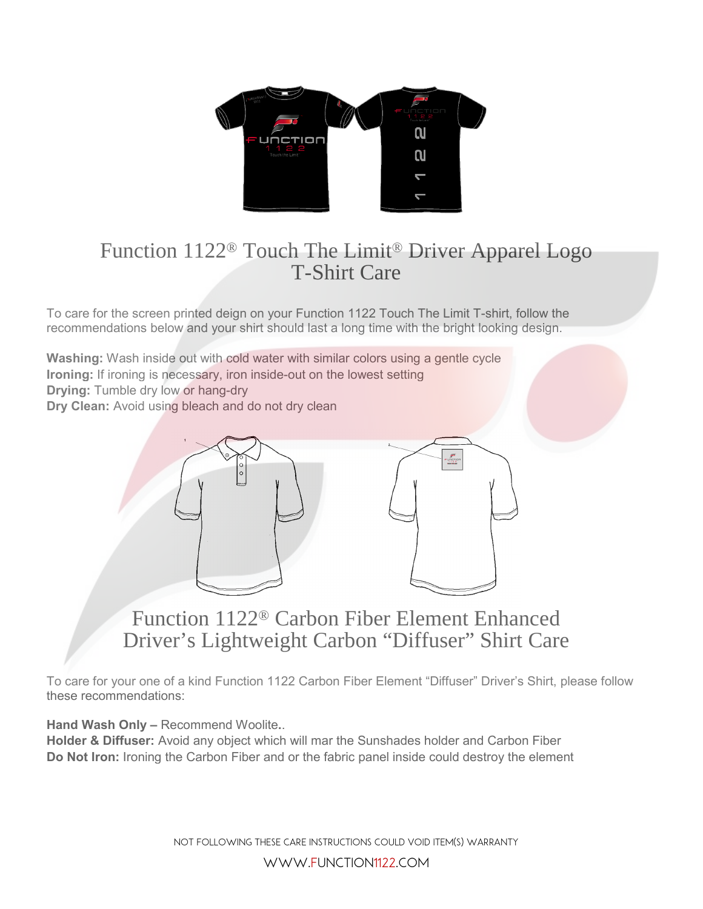# Function 1122® Touch The Limit® Driver Apparel Logo T-Shirt Care

To care for the screen printed deign on your Function 1122 Touch The Limit T-shirt, follow the recommendations below and your shirt should last a long time with the bright looking design.

**Washing:** Wash inside out with cold water with similar colors using a gentle cycle
**Ironing:** If ironing is necessary, iron inside-out on the lowest setting
**Drying:** Tumble dry low or hang-dry
**Dry Clean:** Avoid using bleach and do not dry clean

# Function 1122® Carbon Fiber Element Enhanced Driver's Lightweight Carbon "Diffuser" Shirt Care

To care for your one of a kind Function 1122 Carbon Fiber Element "Diffuser" Driver's Shirt, please follow these recommendations:

**Hand Wash Only –** Recommend Woolite**..**
**Holder & Diffuser:** Avoid any object which will mar the Sunshades holder and Carbon Fiber
**Do Not Iron:** Ironing the Carbon Fiber and or the fabric panel inside could destroy the element

NOT FOLLOWING THESE CARE INSTRUCTIONS COULD VOID ITEM(S) WARRANTY

WWW.FUNCTION1122.COM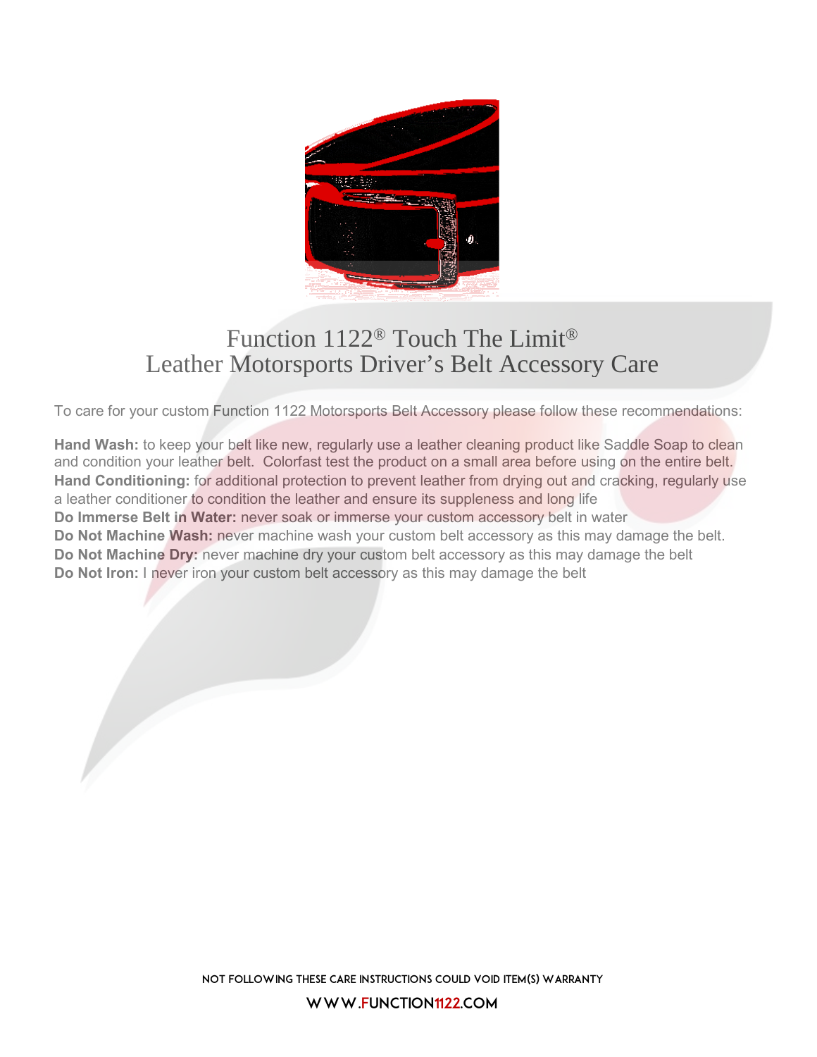# Function 1122® Touch The Limit®
# Leather Motorsports Driver's Belt Accessory Care

To care for your custom Function 1122 Motorsports Belt Accessory please follow these recommendations:

**Hand Wash:** to keep your belt like new, regularly use a leather cleaning product like Saddle Soap to clean and condition your leather belt. Colorfast test the product on a small area before using on the entire belt.
**Hand Conditioning:** for additional protection to prevent leather from drying out and cracking, regularly use a leather conditioner to condition the leather and ensure its suppleness and long life
**Do Immerse Belt in Water:** never soak or immerse your custom accessory belt in water
**Do Not Machine Wash:** never machine wash your custom belt accessory as this may damage the belt.
**Do Not Machine Dry:** never machine dry your custom belt accessory as this may damage the belt
**Do Not Iron:** I never iron your custom belt accessory as this may damage the belt

NOT FOLLOWING THESE CARE INSTRUCTIONS COULD VOID ITEM(S) WARRANTY

WWW.FUNCTION1122.COM